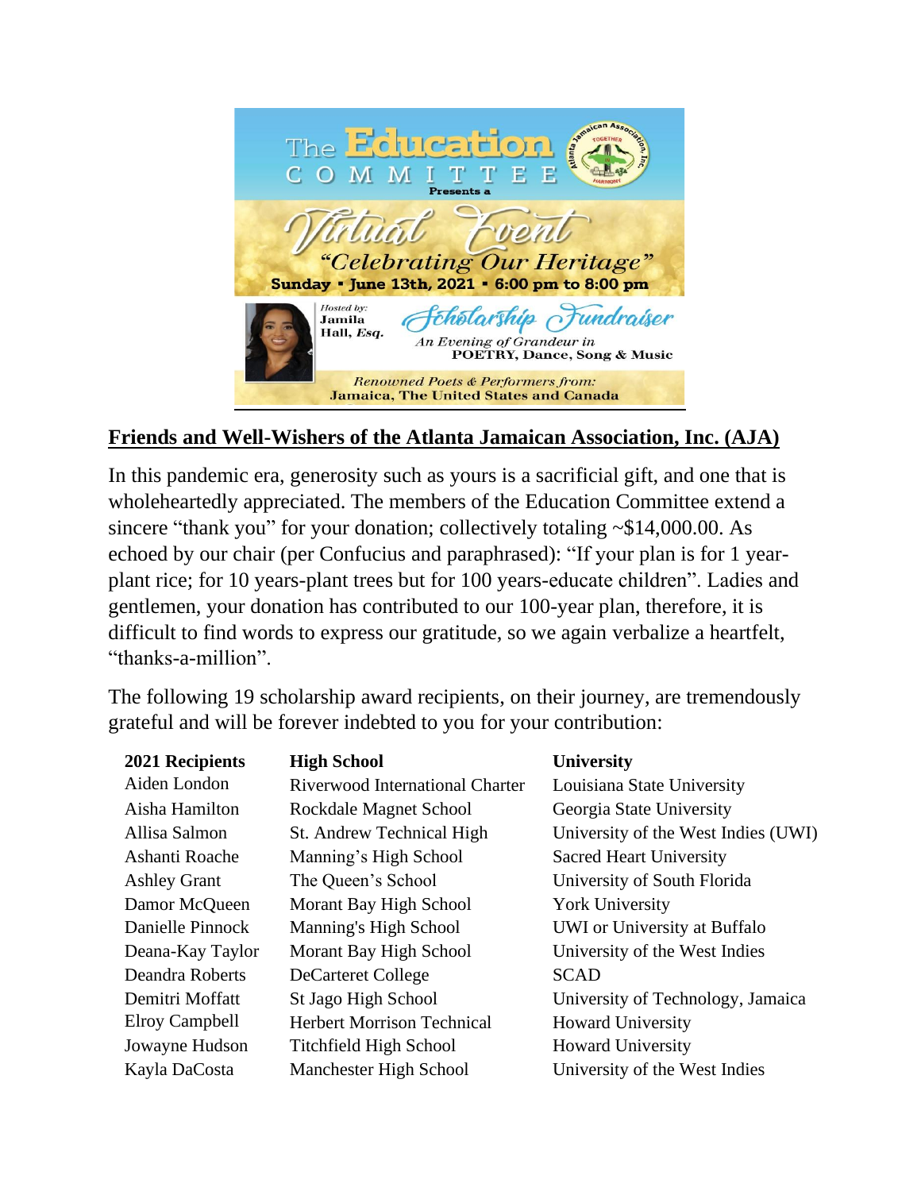The Education COMMITTEE Presents a

*Virtual Event*

*"Celebrating Our Heritage"*

**Sunday ▪ June 13th, 2021 ▪ 6:00 pm to 8:00 pm**

*Hosted by:* **Jamila Hall, *Esq.***

*Scholarship Fundraiser*

*An Evening of Grandeur in* **POETRY, Dance, Song & Music**

*Renowned Poets & Performers from:* **Jamaica, The United States and Canada**

## Friends and Well-Wishers of the Atlanta Jamaican Association, Inc. (AJA)

In this pandemic era, generosity such as yours is a sacrificial gift, and one that is wholeheartedly appreciated. The members of the Education Committee extend a sincere "thank you" for your donation; collectively totaling ~$14,000.00. As echoed by our chair (per Confucius and paraphrased): "If your plan is for 1 year-plant rice; for 10 years-plant trees but for 100 years-educate children". Ladies and gentlemen, your donation has contributed to our 100-year plan, therefore, it is difficult to find words to express our gratitude, so we again verbalize a heartfelt, "thanks-a-million".

The following 19 scholarship award recipients, on their journey, are tremendously grateful and will be forever indebted to you for your contribution:

| 2021 Recipients | High School | University |
|---|---|---|
| Aiden London | Riverwood International Charter | Louisiana State University |
| Aisha Hamilton | Rockdale Magnet School | Georgia State University |
| Allisa Salmon | St. Andrew Technical High | University of the West Indies (UWI) |
| Ashanti Roache | Manning's High School | Sacred Heart University |
| Ashley Grant | The Queen's School | University of South Florida |
| Damor McQueen | Morant Bay High School | York University |
| Danielle Pinnock | Manning's High School | UWI or University at Buffalo |
| Deana-Kay Taylor | Morant Bay High School | University of the West Indies |
| Deandra Roberts | DeCarteret College | SCAD |
| Demitri Moffatt | St Jago High School | University of Technology, Jamaica |
| Elroy Campbell | Herbert Morrison Technical | Howard University |
| Jowayne Hudson | Titchfield High School | Howard University |
| Kayla DaCosta | Manchester High School | University of the West Indies |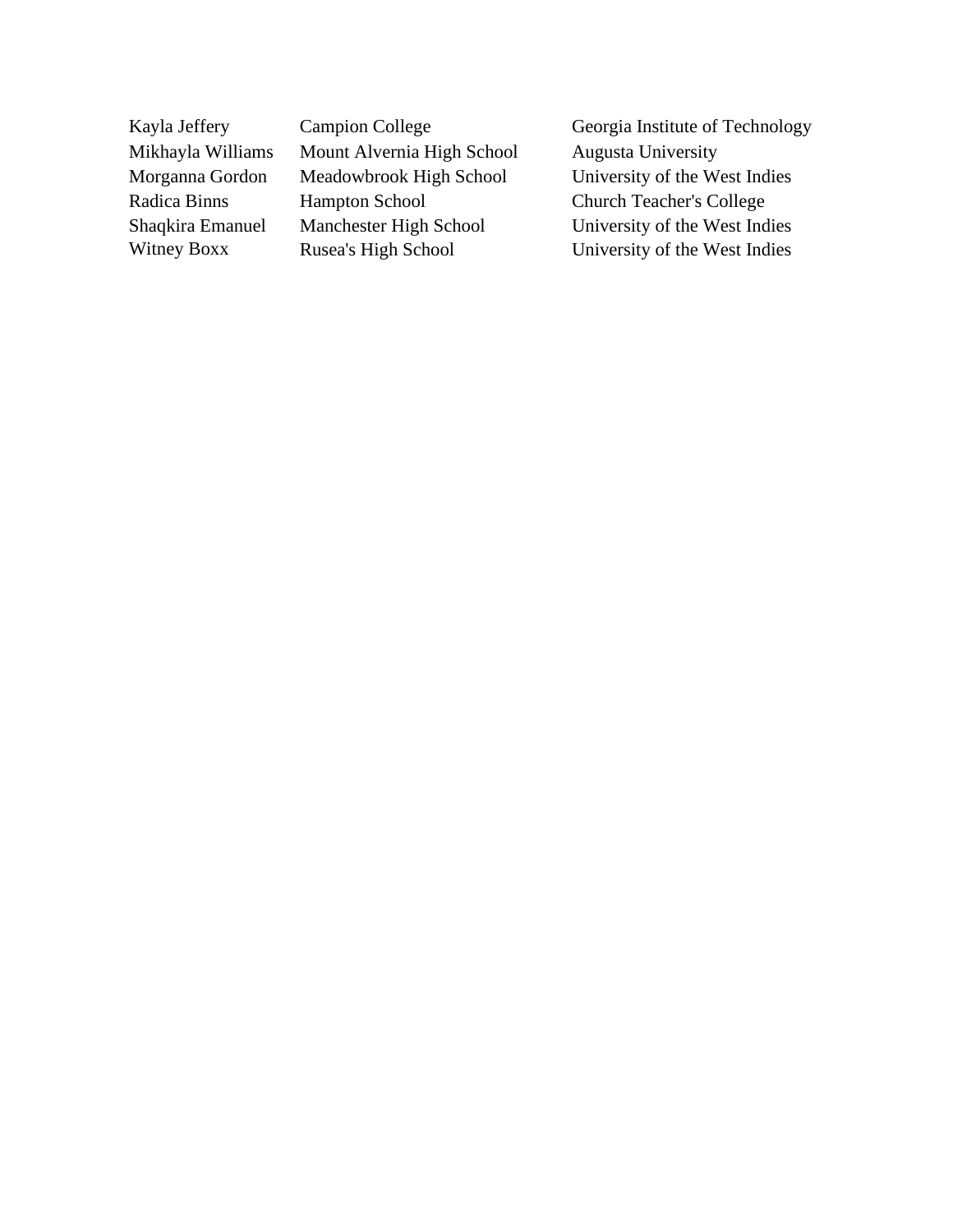| | | |
|---|---|---|
| Kayla Jeffery | Campion College | Georgia Institute of Technology |
| Mikhayla Williams | Mount Alvernia High School | Augusta University |
| Morganna Gordon | Meadowbrook High School | University of the West Indies |
| Radica Binns | Hampton School | Church Teacher's College |
| Shaqkira Emanuel | Manchester High School | University of the West Indies |
| Witney Boxx | Rusea's High School | University of the West Indies |